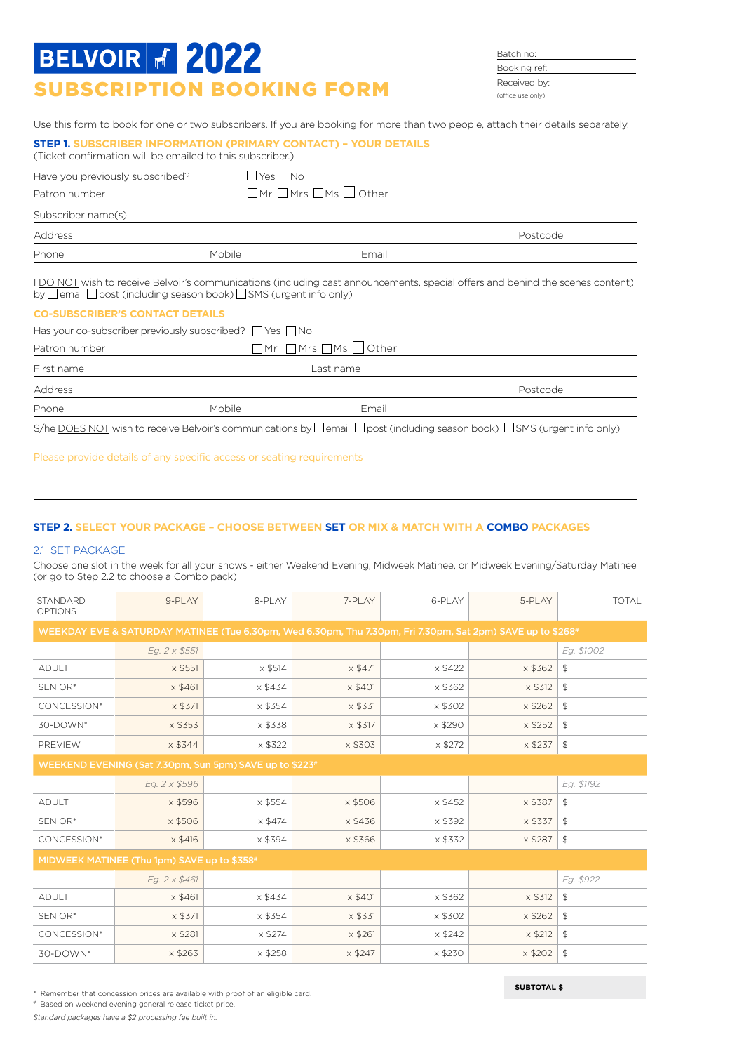# BELVOIR 2022

## SUBSCRIPTION BOOKING FORM

Batch no: \_\_\_\_\_\_\_\_\_\_\_\_
Booking ref: \_\_\_\_\_\_\_\_\_\_\_\_
Received by: \_\_\_\_\_\_\_\_\_\_\_\_
(office use only)

Use this form to book for one or two subscribers. If you are booking for more than two people, attach their details separately.

### STEP 1. SUBSCRIBER INFORMATION (PRIMARY CONTACT) – YOUR DETAILS

(Ticket confirmation will be emailed to this subscriber.)

Have you previously subscribed? ☐ Yes ☐ No

Patron number ☐ Mr ☐ Mrs ☐ Ms ☐ Other

Subscriber name(s)

Address Postcode

Phone Mobile Email

I DO NOT wish to receive Belvoir's communications (including cast announcements, special offers and behind the scenes content) by ☐ email ☐ post (including season book) ☐ SMS (urgent info only)

#### CO-SUBSCRIBER'S CONTACT DETAILS

Has your co-subscriber previously subscribed? ☐ Yes ☐ No

Patron number ☐ Mr ☐ Mrs ☐ Ms ☐ Other

First name Last name

Address Postcode

Phone Mobile Email

S/he DOES NOT wish to receive Belvoir's communications by ☐ email ☐ post (including season book) ☐ SMS (urgent info only)

Please provide details of any specific access or seating requirements

### STEP 2. SELECT YOUR PACKAGE – CHOOSE BETWEEN SET OR MIX & MATCH WITH A COMBO PACKAGES

#### 2.1 SET PACKAGE

Choose one slot in the week for all your shows - either Weekend Evening, Midweek Matinee, or Midweek Evening/Saturday Matinee (or go to Step 2.2 to choose a Combo pack)

| STANDARD OPTIONS | 9-PLAY | 8-PLAY | 7-PLAY | 6-PLAY | 5-PLAY | TOTAL |
|---|---|---|---|---|---|---|
| **WEEKDAY EVE & SATURDAY MATINEE (Tue 6.30pm, Wed 6.30pm, Thu 7.30pm, Fri 7.30pm, Sat 2pm) SAVE up to $268#** | | | | | | |
| | *Eg. 2 x $551* | | | | | *Eg. $1002* |
| ADULT | x $551 | x $514 | x $471 | x $422 | x $362 | $ |
| SENIOR* | x $461 | x $434 | x $401 | x $362 | x $312 | $ |
| CONCESSION* | x $371 | x $354 | x $331 | x $302 | x $262 | $ |
| 30-DOWN* | x $353 | x $338 | x $317 | x $290 | x $252 | $ |
| PREVIEW | x $344 | x $322 | x $303 | x $272 | x $237 | $ |
| **WEEKEND EVENING (Sat 7.30pm, Sun 5pm) SAVE up to $223#** | | | | | | |
| | *Eg. 2 x $596* | | | | | *Eg. $1192* |
| ADULT | x $596 | x $554 | x $506 | x $452 | x $387 | $ |
| SENIOR* | x $506 | x $474 | x $436 | x $392 | x $337 | $ |
| CONCESSION* | x $416 | x $394 | x $366 | x $332 | x $287 | $ |
| **MIDWEEK MATINEE (Thu 1pm) SAVE up to $358#** | | | | | | |
| | *Eg. 2 x $461* | | | | | *Eg. $922* |
| ADULT | x $461 | x $434 | x $401 | x $362 | x $312 | $ |
| SENIOR* | x $371 | x $354 | x $331 | x $302 | x $262 | $ |
| CONCESSION* | x $281 | x $274 | x $261 | x $242 | x $212 | $ |
| 30-DOWN* | x $263 | x $258 | x $247 | x $230 | x $202 | $ |

**SUBTOTAL $** \_\_\_\_\_\_\_\_\_\_\_\_

\* Remember that concession prices are available with proof of an eligible card.

\# Based on weekend evening general release ticket price.

*Standard packages have a $2 processing fee built in.*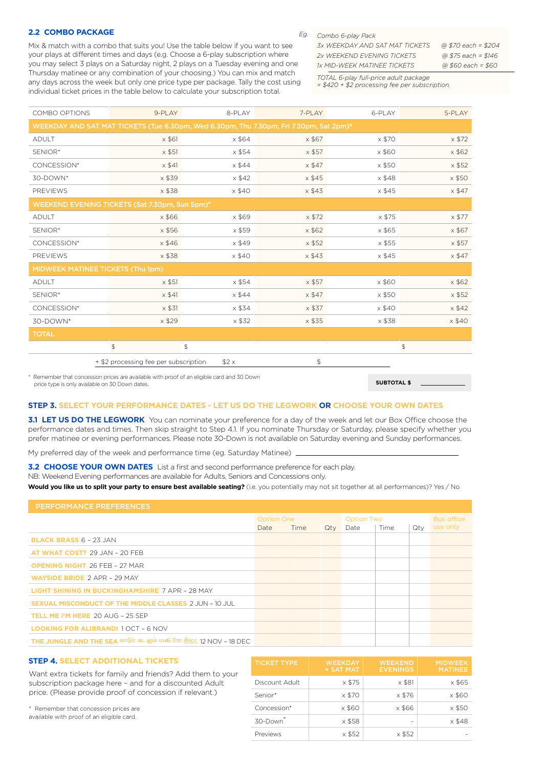## 2.2 COMBO PACKAGE

Mix & match with a combo that suits you! Use the table below if you want to see your plays at different times and days (e.g. Choose a 6-play subscription where you may select 3 plays on a Saturday night, 2 plays on a Tuesday evening and one Thursday matinee or any combination of your choosing.) You can mix and match any days across the week but only one price type per package. Tally the cost using individual ticket prices in the table below to calculate your subscription total.

*Eg.*

| *Combo 6-play Pack* | |
|---|---|
| *3x WEEKDAY AND SAT MAT TICKETS* | *@ $70 each = $204* |
| *2x WEEKEND EVENING TICKETS* | *@ $75 each = $146* |
| *1x MID-WEEK MATINEE TICKETS* | *@ $60 each = $60* |

*TOTAL 6-play full-price adult package = $420 + $2 processing fee per subscription.*

| COMBO OPTIONS | 9-PLAY | 8-PLAY | 7-PLAY | 6-PLAY | 5-PLAY |
|---|---|---|---|---|---|
| **WEEKDAY AND SAT MAT TICKETS (Tue 6.30pm, Wed 6.30pm, Thu 7.30pm, Fri 7.30pm, Sat 2pm)#** | | | | | |
| ADULT | x $61 | x $64 | x $67 | x $70 | x $72 |
| SENIOR* | x $51 | x $54 | x $57 | x $60 | x $62 |
| CONCESSION* | x $41 | x $44 | x $47 | x $50 | x $52 |
| 30-DOWN* | x $39 | x $42 | x $45 | x $48 | x $50 |
| PREVIEWS | x $38 | x $40 | x $43 | x $45 | x $47 |
| **WEEKEND EVENING TICKETS (Sat 7.30pm, Sun 5pm)#** | | | | | |
| ADULT | x $66 | x $69 | x $72 | x $75 | x $77 |
| SENIOR* | x $56 | x $59 | x $62 | x $65 | x $67 |
| CONCESSION* | x $46 | x $49 | x $52 | x $55 | x $57 |
| PREVIEWS | x $38 | x $40 | x $43 | x $45 | x $47 |
| **MIDWEEK MATINEE TICKETS (Thu 1pm)** | | | | | |
| ADULT | x $51 | x $54 | x $57 | x $60 | x $62 |
| SENIOR* | x $41 | x $44 | x $47 | x $50 | x $52 |
| CONCESSION* | x $31 | x $34 | x $37 | x $40 | x $42 |
| 30-DOWN* | x $29 | x $32 | x $35 | x $38 | x $40 |
| **TOTAL** | | | | | |
| | $ | $ | | | $ |

+ $2 processing fee per subscription $2 x $

\* Remember that concession prices are available with proof of an eligible card and 30 Down price type is only available on 30 Down dates.

**SUBTOTAL $** ____________

## STEP 3. SELECT YOUR PERFORMANCE DATES - LET US DO THE LEGWORK OR CHOOSE YOUR OWN DATES

**3.1 LET US DO THE LEGWORK** You can nominate your preference for a day of the week and let our Box Office choose the performance dates and times. Then skip straight to Step 4.1. If you nominate Thursday or Saturday, please specify whether you prefer matinee or evening performances. Please note 30-Down is not available on Saturday evening and Sunday performances.

My preferred day of the week and performance time (eg. Saturday Matinee) ____________________

**3.2 CHOOSE YOUR OWN DATES** List a first and second performance preference for each play.
NB: Weekend Evening performances are available for Adults, Seniors and Concessions only.
**Would you like us to split your party to ensure best available seating?** (i.e. you potentially may not sit together at all performances)? Yes / No

| PERFORMANCE PREFERENCES | Option One | | | Option Two | | | Box office use only |
|---|---|---|---|---|---|---|---|
| | Date | Time | Qty | Date | Time | Qty | |
| **BLACK BRASS** 6 – 23 JAN | | | | | | | |
| **AT WHAT COST?** 29 JAN – 20 FEB | | | | | | | |
| **OPENING NIGHT** 26 FEB – 27 MAR | | | | | | | |
| **WAYSIDE BRIDE** 2 APR – 29 MAY | | | | | | | |
| **LIGHT SHINING IN BUCKINGHAMSHIRE** 7 APR – 28 MAY | | | | | | | |
| **SEXUAL MISCONDUCT OF THE MIDDLE CLASSES** 2 JUN – 10 JUL | | | | | | | |
| **TELL ME I'M HERE** 20 AUG – 25 SEP | | | | | | | |
| **LOOKING FOR ALIBRANDI** 1 OCT – 6 NOV | | | | | | | |
| **THE JUNGLE AND THE SEA** காடும் கடலும் ගණ වන ඉහද 12 NOV – 18 DEC | | | | | | | |

## STEP 4. SELECT ADDITIONAL TICKETS

Want extra tickets for family and friends? Add them to your subscription package here – and for a discounted Adult price. (Please provide proof of concession if relevant.)

\* Remember that concession prices are available with proof of an eligible card.

| TICKET TYPE | WEEKDAY + SAT MAT | WEEKEND EVENINGS | MIDWEEK MATINEE |
|---|---|---|---|
| Discount Adult | x $75 | x $81 | x $65 |
| Senior* | x $70 | x $76 | x $60 |
| Concession* | x $60 | x $66 | x $50 |
| 30-Down* | x $58 | - | x $48 |
| Previews | x $52 | x $52 | - |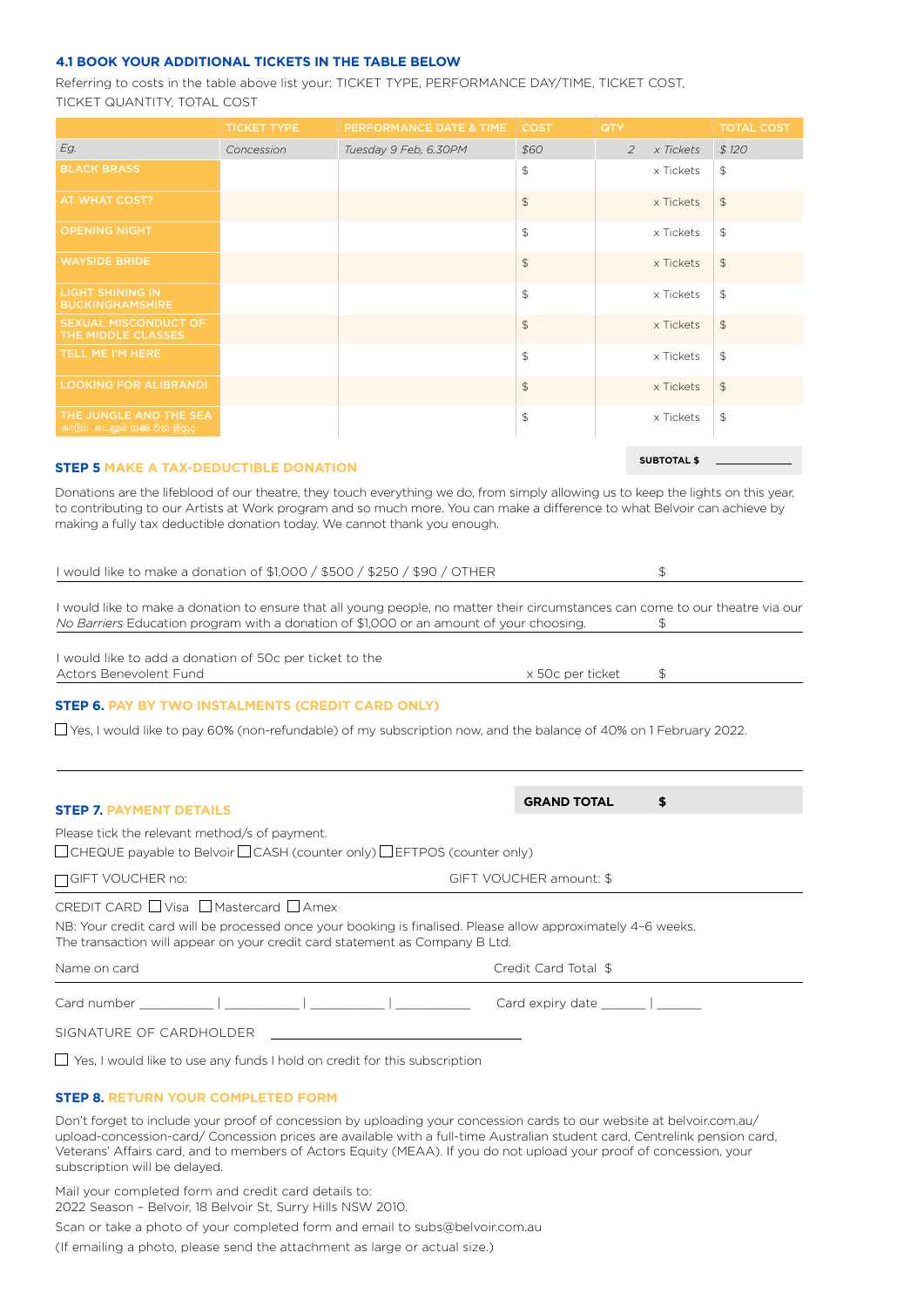### 4.1 BOOK YOUR ADDITIONAL TICKETS IN THE TABLE BELOW

Referring to costs in the table above list your: TICKET TYPE, PERFORMANCE DAY/TIME, TICKET COST, TICKET QUANTITY, TOTAL COST

| | TICKET TYPE | PERFORMANCE DATE & TIME | COST | QTY | TOTAL COST |
|---|---|---|---|---|---|
| *Eg.* | *Concession* | *Tuesday 9 Feb, 6.30PM* | *$60* | *2 x Tickets* | *$ 120* |
| BLACK BRASS | | | $ | x Tickets | $ |
| AT WHAT COST? | | | $ | x Tickets | $ |
| OPENING NIGHT | | | $ | x Tickets | $ |
| WAYSIDE BRIDE | | | $ | x Tickets | $ |
| LIGHT SHINING IN BUCKINGHAMSHIRE | | | $ | x Tickets | $ |
| SEXUAL MISCONDUCT OF THE MIDDLE CLASSES | | | $ | x Tickets | $ |
| TELL ME I'M HERE | | | $ | x Tickets | $ |
| LOOKING FOR ALIBRANDI | | | $ | x Tickets | $ |
| THE JUNGLE AND THE SEA காடும் கடலும் වනය සහ මුහුද | | | $ | x Tickets | $ |

**SUBTOTAL $** ____________

### STEP 5 MAKE A TAX-DEDUCTIBLE DONATION

Donations are the lifeblood of our theatre, they touch everything we do, from simply allowing us to keep the lights on this year, to contributing to our Artists at Work program and so much more. You can make a difference to what Belvoir can achieve by making a fully tax deductible donation today. We cannot thank you enough.

I would like to make a donation of $1,000 / $500 / $250 / $90 / OTHER $

I would like to make a donation to ensure that all young people, no matter their circumstances can come to our theatre via our *No Barriers* Education program with a donation of $1,000 or an amount of your choosing. $

I would like to add a donation of 50c per ticket to the Actors Benevolent Fund x 50c per ticket $

### STEP 6. PAY BY TWO INSTALMENTS (CREDIT CARD ONLY)

☐ Yes, I would like to pay 60% (non-refundable) of my subscription now, and the balance of 40% on 1 February 2022.

**GRAND TOTAL $**

### STEP 7. PAYMENT DETAILS

Please tick the relevant method/s of payment.

☐ CHEQUE payable to Belvoir ☐ CASH (counter only) ☐ EFTPOS (counter only)

☐ GIFT VOUCHER no: GIFT VOUCHER amount: $

CREDIT CARD ☐ Visa ☐ Mastercard ☐ Amex

NB: Your credit card will be processed once your booking is finalised. Please allow approximately 4–6 weeks. The transaction will appear on your credit card statement as Company B Ltd.

Name on card Credit Card Total $

Card number __________ | __________ | __________ | __________ Card expiry date ______ | ______

SIGNATURE OF CARDHOLDER ____________________________

☐ Yes, I would like to use any funds I hold on credit for this subscription

### STEP 8. RETURN YOUR COMPLETED FORM

Don't forget to include your proof of concession by uploading your concession cards to our website at belvoir.com.au/upload-concession-card/ Concession prices are available with a full-time Australian student card, Centrelink pension card, Veterans' Affairs card, and to members of Actors Equity (MEAA). If you do not upload your proof of concession, your subscription will be delayed.

Mail your completed form and credit card details to:
2022 Season – Belvoir, 18 Belvoir St, Surry Hills NSW 2010.

Scan or take a photo of your completed form and email to subs@belvoir.com.au

(If emailing a photo, please send the attachment as large or actual size.)